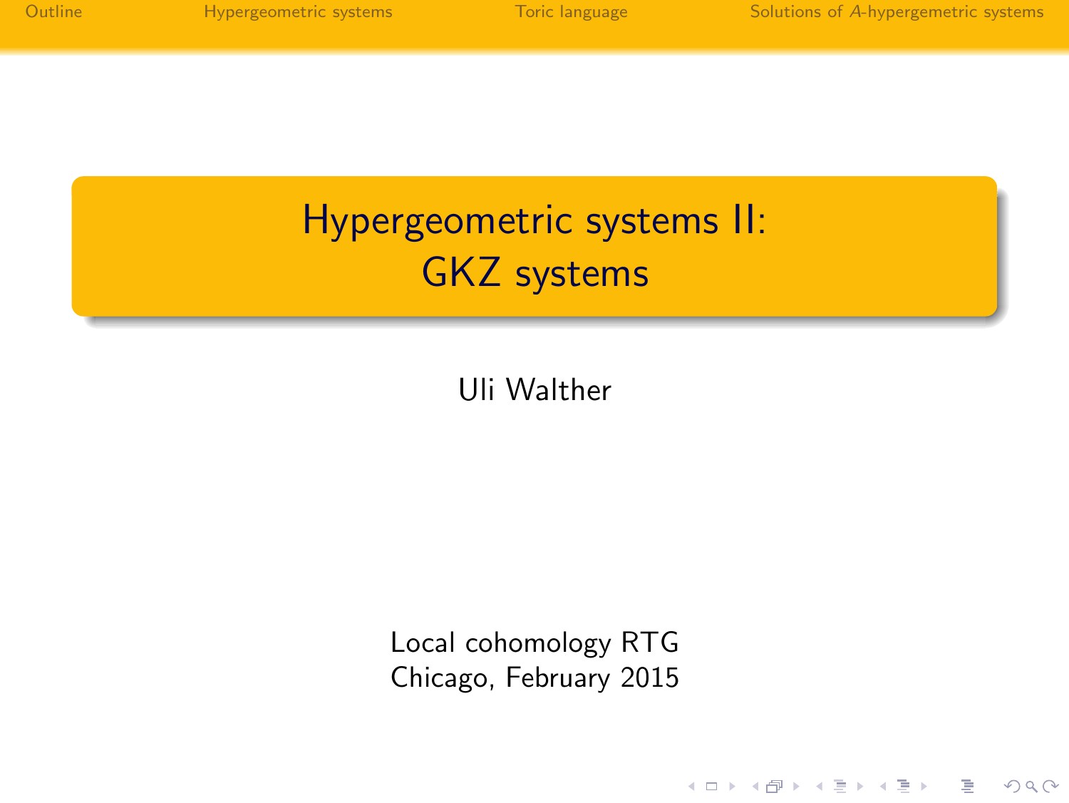# Hypergeometric systems II: GKZ systems

Uli Walther

Local cohomology RTG
Chicago, February 2015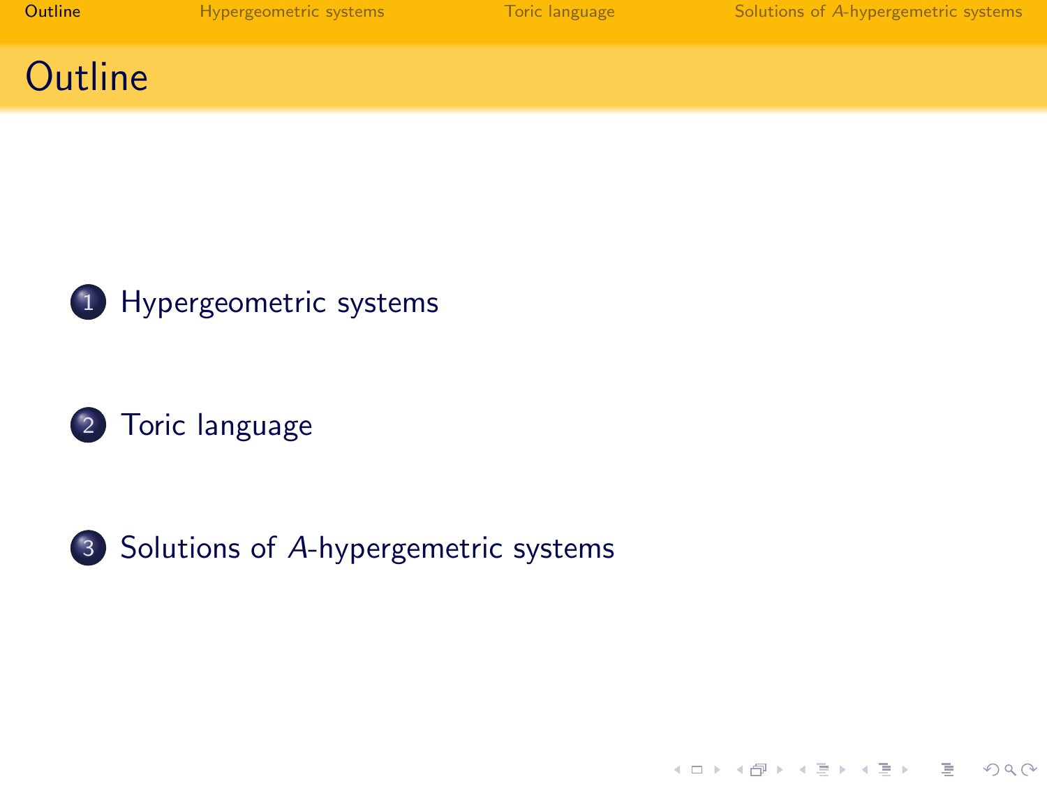# Outline

1. Hypergeometric systems

2. Toric language

3. Solutions of $A$-hypergemetric systems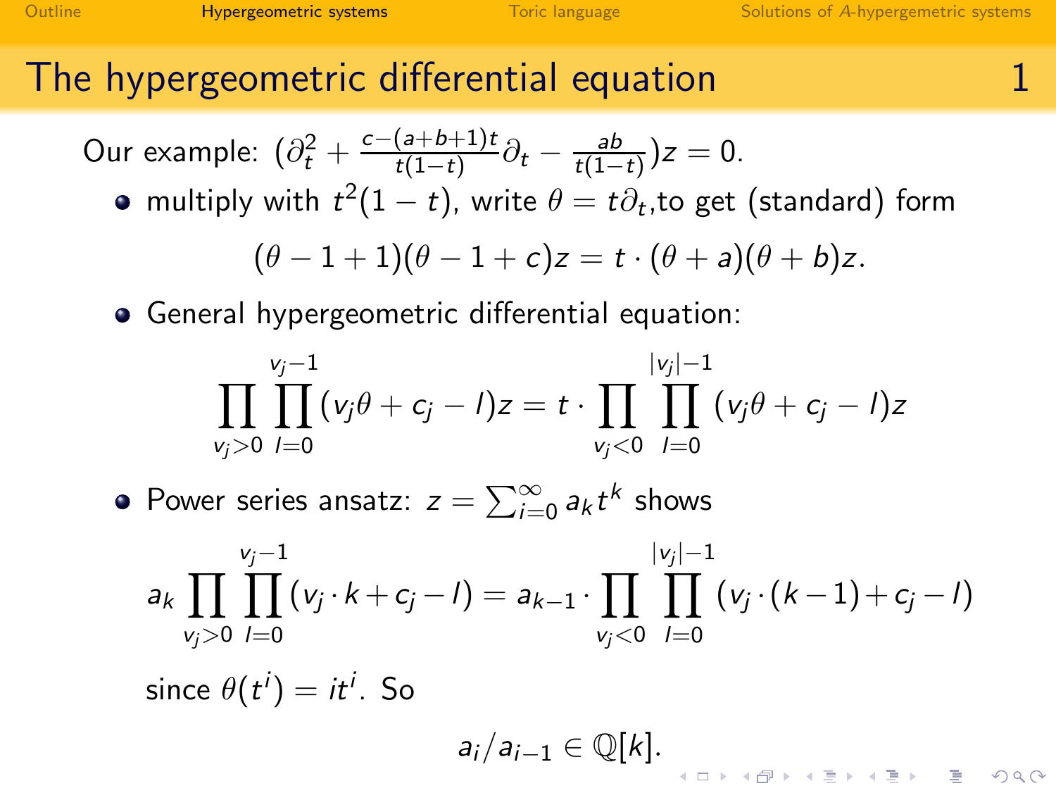## The hypergeometric differential equation

Our example: $(\partial_t^2 + \frac{c-(a+b+1)t}{t(1-t)}\partial_t - \frac{ab}{t(1-t)})z = 0.$

- multiply with $t^2(1-t)$, write $\theta = t\partial_t$,to get (standard) form

$$(\theta - 1 + 1)(\theta - 1 + c)z = t \cdot (\theta + a)(\theta + b)z.$$

- General hypergeometric differential equation:

$$\prod_{v_j>0}\prod_{l=0}^{v_j-1}(v_j\theta + c_j - l)z = t \cdot \prod_{v_j<0}\prod_{l=0}^{|v_j|-1}(v_j\theta + c_j - l)z$$

- Power series ansatz: $z = \sum_{i=0}^{\infty} a_k t^k$ shows

$$a_k \prod_{v_j>0}\prod_{l=0}^{v_j-1}(v_j \cdot k + c_j - l) = a_{k-1} \cdot \prod_{v_j<0}\prod_{l=0}^{|v_j|-1}(v_j \cdot (k-1) + c_j - l)$$

since $\theta(t^i) = it^i$. So

$$a_i/a_{i-1} \in \mathbb{Q}[k].$$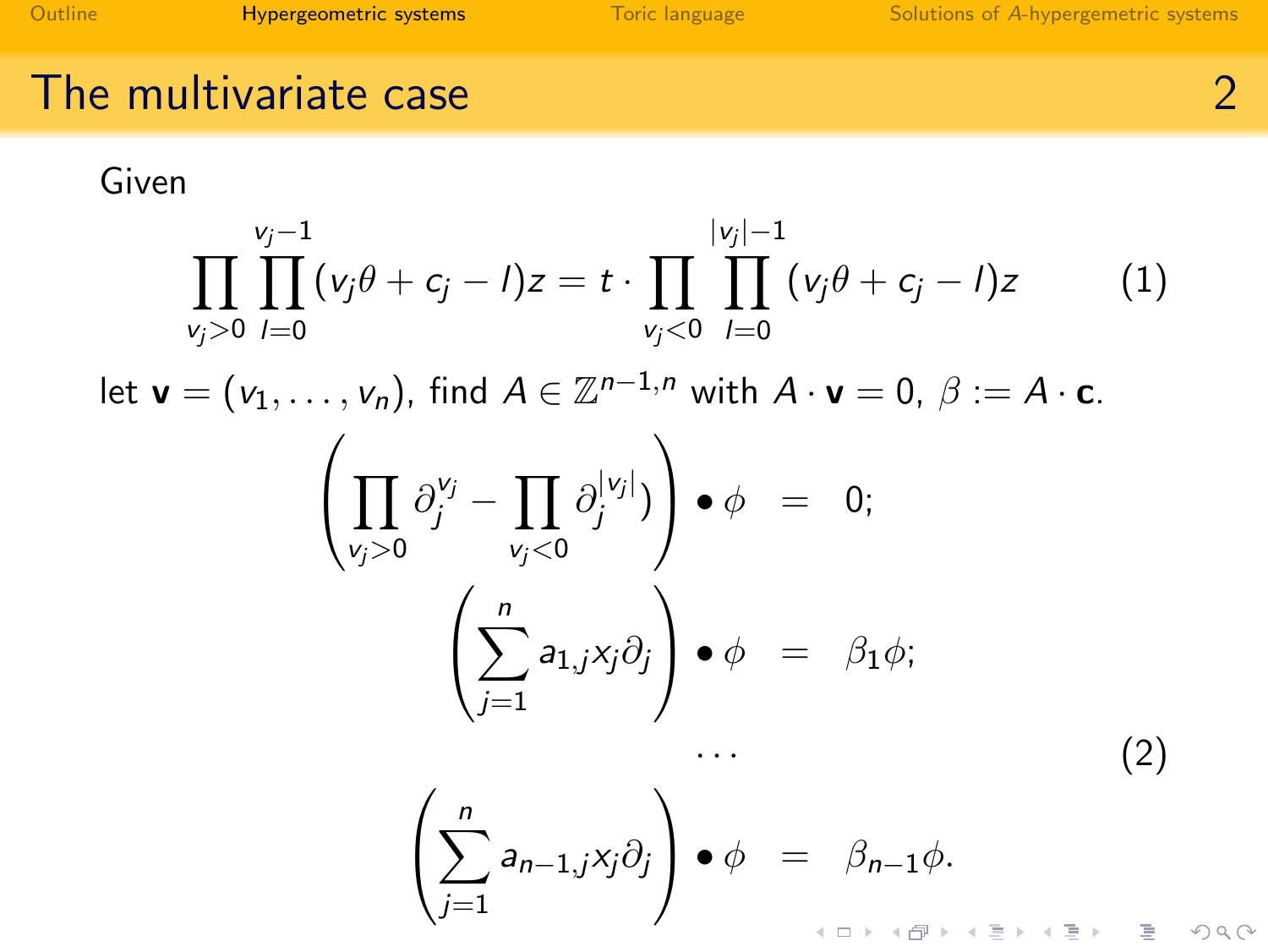## The multivariate case 2

Given

$$\prod_{v_j>0}\prod_{l=0}^{v_j-1}(v_j\theta + c_j - l)z = t \cdot \prod_{v_j<0}\prod_{l=0}^{|v_j|-1}(v_j\theta + c_j - l)z \qquad (1)$$

let $\mathbf{v} = (v_1, \ldots, v_n)$, find $A \in \mathbb{Z}^{n-1,n}$ with $A \cdot \mathbf{v} = 0$, $\beta := A \cdot \mathbf{c}$.

$$\begin{aligned}
\left(\prod_{v_j>0}\partial_j^{v_j} - \prod_{v_j<0}\partial_j^{|v_j|}\right) \bullet \phi &= 0; \\
\left(\sum_{j=1}^{n} a_{1,j}x_j\partial_j\right) \bullet \phi &= \beta_1\phi; \\
&\cdots \\
\left(\sum_{j=1}^{n} a_{n-1,j}x_j\partial_j\right) \bullet \phi &= \beta_{n-1}\phi.
\end{aligned} \qquad (2)$$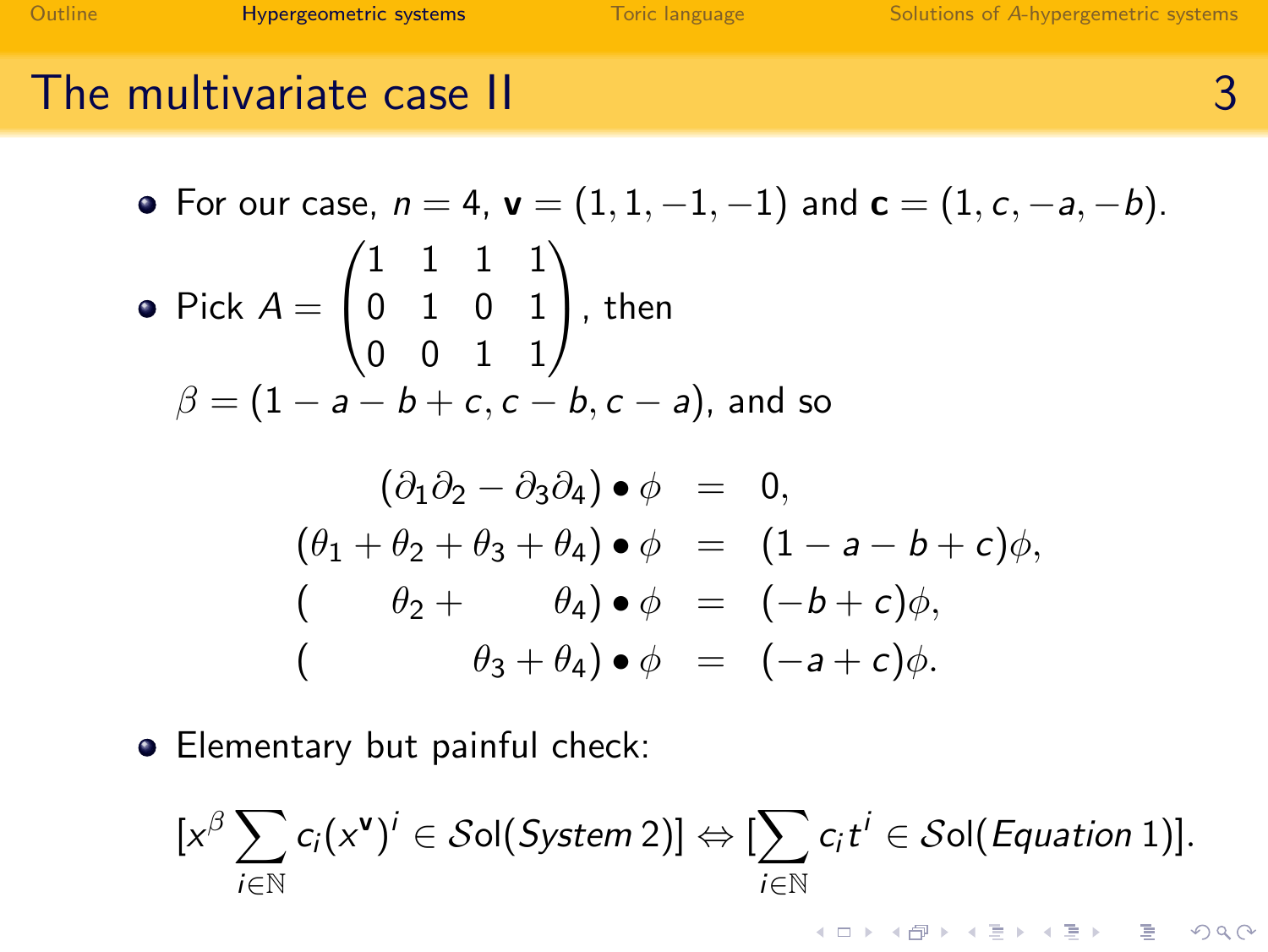## The multivariate case II

- For our case, $n = 4$, $\mathbf{v} = (1, 1, -1, -1)$ and $\mathbf{c} = (1, c, -a, -b)$.
- Pick $A = \begin{pmatrix} 1 & 1 & 1 & 1 \\ 0 & 1 & 0 & 1 \\ 0 & 0 & 1 & 1 \end{pmatrix}$, then $\beta = (1 - a - b + c, c - b, c - a)$, and so

$$
\begin{array}{rcl}
(\partial_1\partial_2 - \partial_3\partial_4) \bullet \phi & = & 0, \\
(\theta_1 + \theta_2 + \theta_3 + \theta_4) \bullet \phi & = & (1 - a - b + c)\phi, \\
(\qquad \theta_2 + \qquad \theta_4) \bullet \phi & = & (-b + c)\phi, \\
(\qquad\qquad \theta_3 + \theta_4) \bullet \phi & = & (-a + c)\phi.
\end{array}
$$

- Elementary but painful check:

$$[x^\beta \sum_{i \in \mathbb{N}} c_i (x^{\mathbf{v}})^i \in \mathcal{S}\mathrm{ol}(\mathit{System}\ 2)] \Leftrightarrow [\sum_{i \in \mathbb{N}} c_i t^i \in \mathcal{S}\mathrm{ol}(\mathit{Equation}\ 1)].$$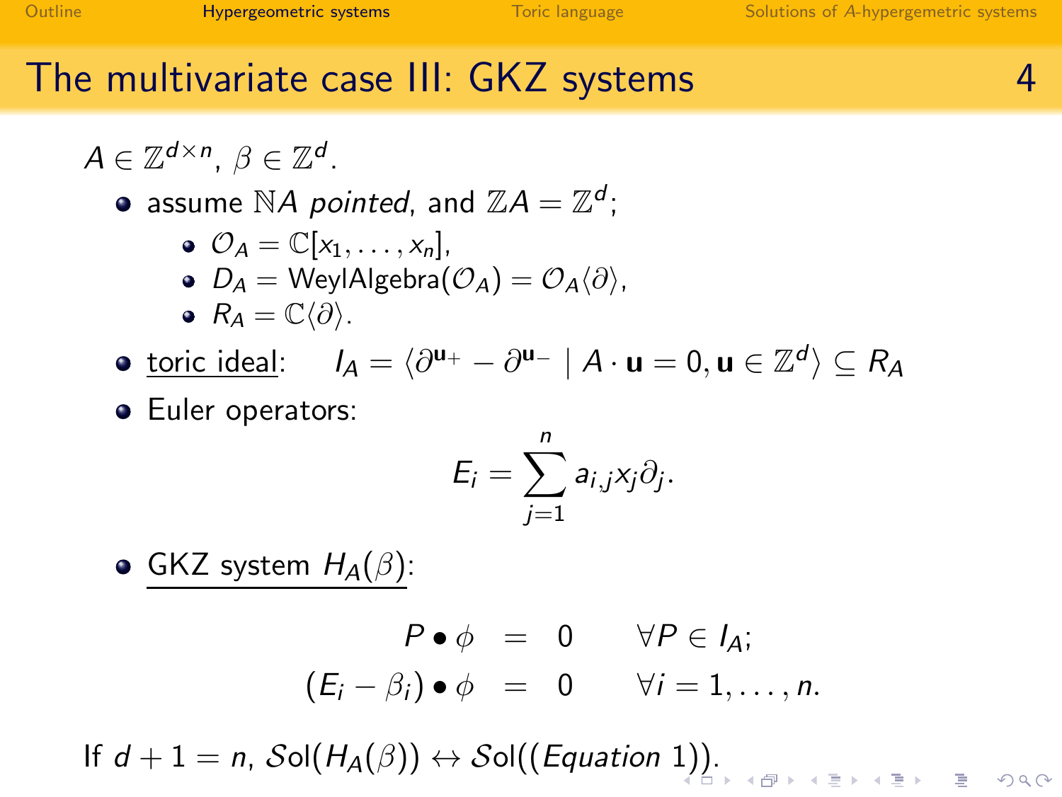## The multivariate case III: GKZ systems

$A \in \mathbb{Z}^{d \times n}$, $\beta \in \mathbb{Z}^d$.

- assume $\mathbb{N}A$ *pointed*, and $\mathbb{Z}A = \mathbb{Z}^d$;
  - $\mathcal{O}_A = \mathbb{C}[x_1, \ldots, x_n]$,
  - $D_A = \text{WeylAlgebra}(\mathcal{O}_A) = \mathcal{O}_A\langle\partial\rangle$,
  - $R_A = \mathbb{C}\langle\partial\rangle$.
- toric ideal: $I_A = \langle \partial^{\mathbf{u}_+} - \partial^{\mathbf{u}_-} \mid A \cdot \mathbf{u} = 0, \mathbf{u} \in \mathbb{Z}^d \rangle \subseteq R_A$
- Euler operators:

$$E_i = \sum_{j=1}^{n} a_{i,j} x_j \partial_j.$$

- GKZ system $H_A(\beta)$:

$$\begin{aligned} P \bullet \phi &= 0 \qquad \forall P \in I_A; \\ (E_i - \beta_i) \bullet \phi &= 0 \qquad \forall i = 1, \ldots, n. \end{aligned}$$

If $d + 1 = n$, $\mathcal{S}\text{ol}(H_A(\beta)) \leftrightarrow \mathcal{S}\text{ol}((Equation\ 1))$.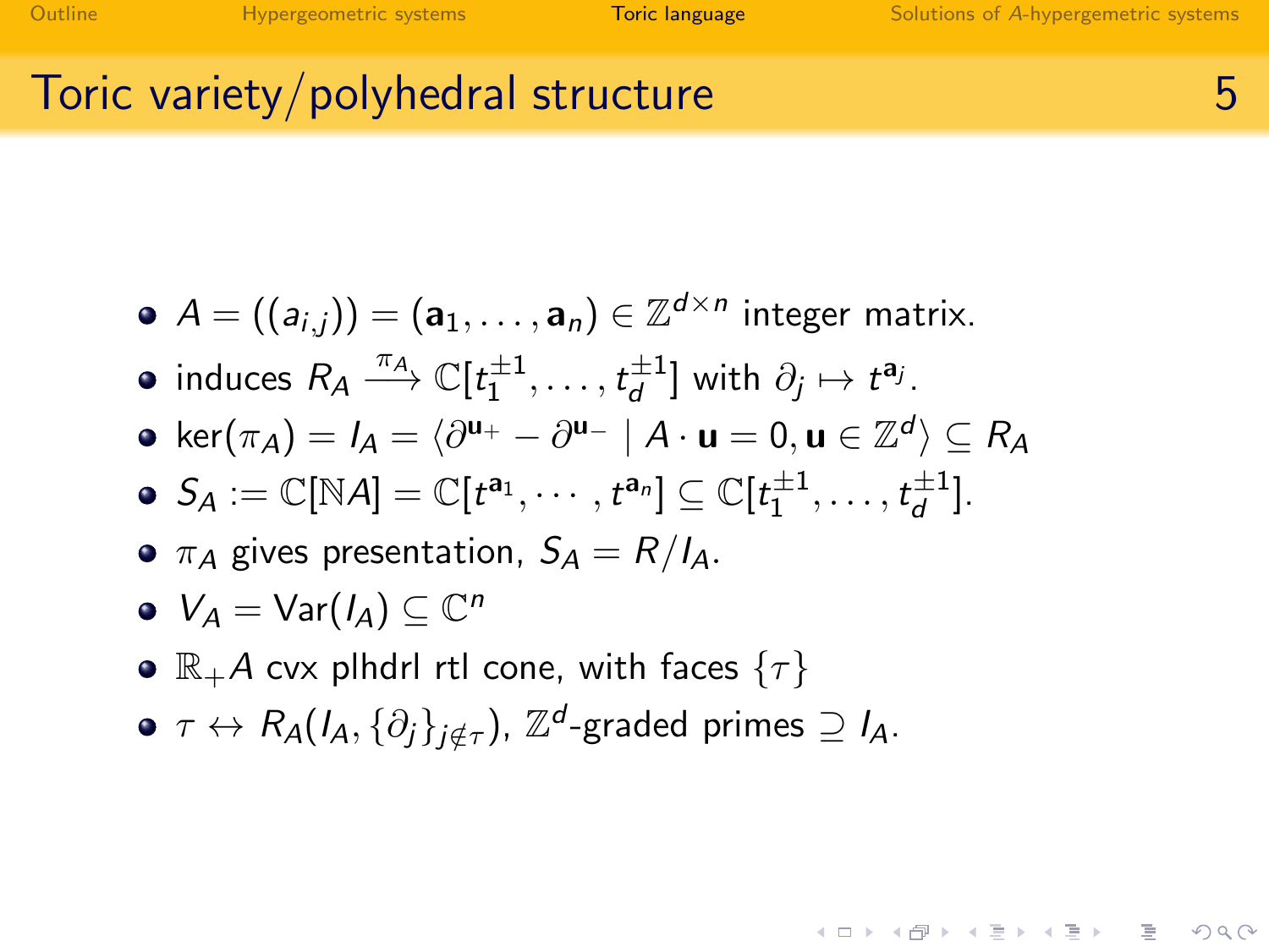## Toric variety/polyhedral structure

- $A = ((a_{i,j})) = (\mathbf{a}_1, \ldots, \mathbf{a}_n) \in \mathbb{Z}^{d \times n}$ integer matrix.
- induces $R_A \xrightarrow{\pi_A} \mathbb{C}[t_1^{\pm 1}, \ldots, t_d^{\pm 1}]$ with $\partial_j \mapsto t^{\mathbf{a}_j}$.
- $\ker(\pi_A) = I_A = \langle \partial^{\mathbf{u}_+} - \partial^{\mathbf{u}_-} \mid A \cdot \mathbf{u} = 0, \mathbf{u} \in \mathbb{Z}^d \rangle \subseteq R_A$
- $S_A := \mathbb{C}[\mathbb{N}A] = \mathbb{C}[t^{\mathbf{a}_1}, \cdots, t^{\mathbf{a}_n}] \subseteq \mathbb{C}[t_1^{\pm 1}, \ldots, t_d^{\pm 1}]$.
- $\pi_A$ gives presentation, $S_A = R/I_A$.
- $V_A = \mathrm{Var}(I_A) \subseteq \mathbb{C}^n$
- $\mathbb{R}_+ A$ cvx plhdrl rtl cone, with faces $\{\tau\}$
- $\tau \leftrightarrow R_A(I_A, \{\partial_j\}_{j \notin \tau})$, $\mathbb{Z}^d$-graded primes $\supseteq I_A$.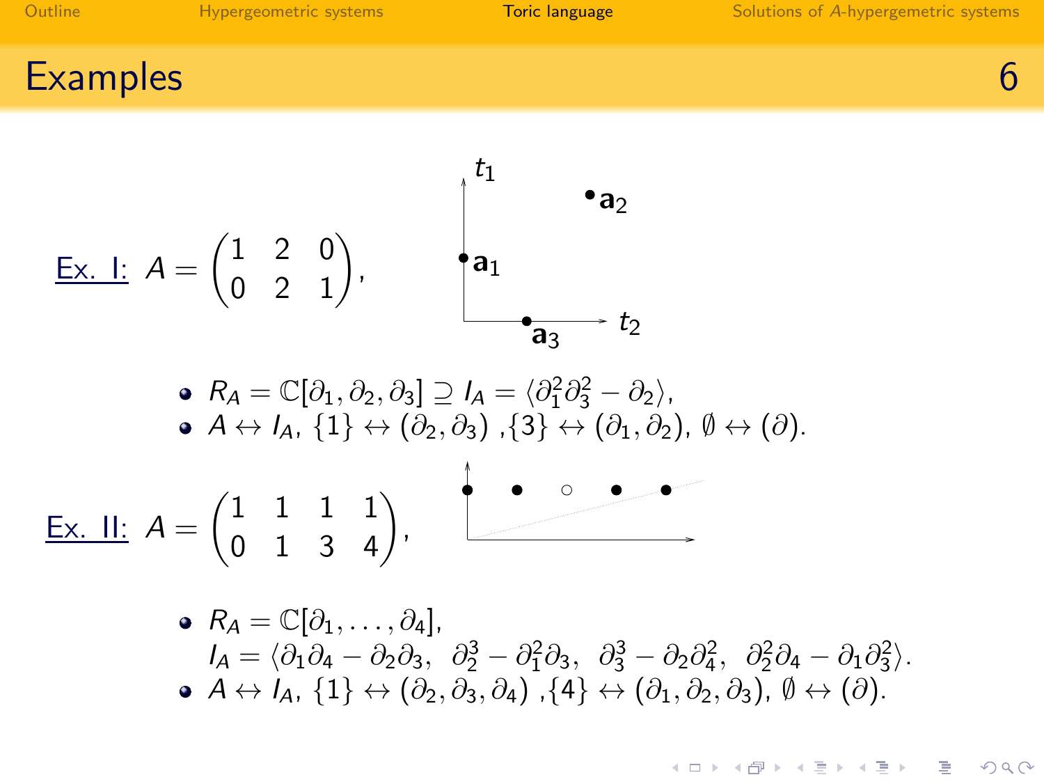## Examples

Ex. I: $A = \begin{pmatrix} 1 & 2 & 0 \\ 0 & 2 & 1 \end{pmatrix}$,

- $R_A = \mathbb{C}[\partial_1, \partial_2, \partial_3] \supseteq I_A = \langle \partial_1^2 \partial_3^2 - \partial_2 \rangle$,
- $A \leftrightarrow I_A$, $\{1\} \leftrightarrow (\partial_2, \partial_3)$ ,$\{3\} \leftrightarrow (\partial_1, \partial_2)$, $\emptyset \leftrightarrow (\partial)$.

Ex. II: $A = \begin{pmatrix} 1 & 1 & 1 & 1 \\ 0 & 1 & 3 & 4 \end{pmatrix}$,

- $R_A = \mathbb{C}[\partial_1, \ldots, \partial_4]$,
  $I_A = \langle \partial_1 \partial_4 - \partial_2 \partial_3,\ \ \partial_2^3 - \partial_1^2 \partial_3,\ \ \partial_3^3 - \partial_2 \partial_4^2,\ \ \partial_2^2 \partial_4 - \partial_1 \partial_3^2 \rangle$.
- $A \leftrightarrow I_A$, $\{1\} \leftrightarrow (\partial_2, \partial_3, \partial_4)$ ,$\{4\} \leftrightarrow (\partial_1, \partial_2, \partial_3)$, $\emptyset \leftrightarrow (\partial)$.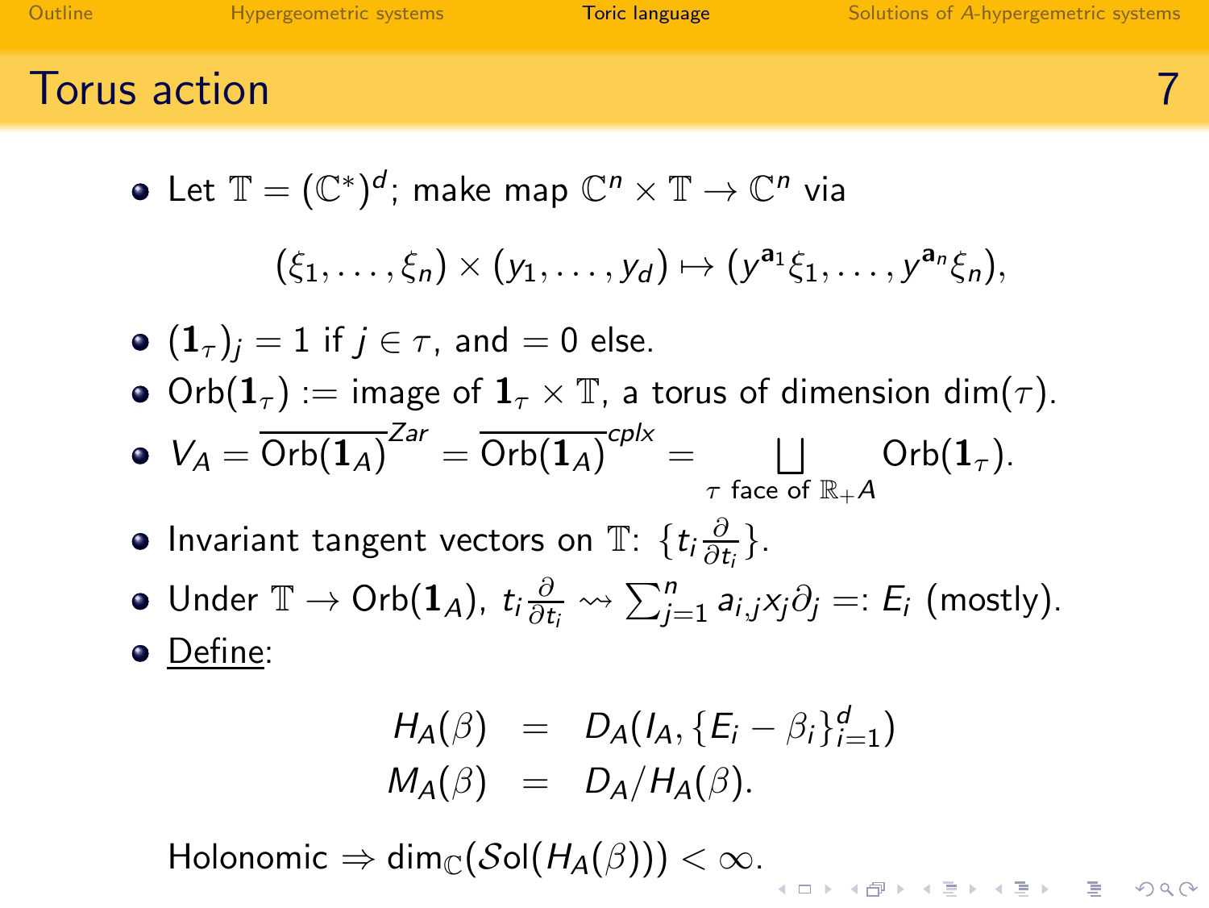## Torus action

- Let $\mathbb{T} = (\mathbb{C}^*)^d$; make map $\mathbb{C}^n \times \mathbb{T} \to \mathbb{C}^n$ via

$$(\xi_1, \ldots, \xi_n) \times (y_1, \ldots, y_d) \mapsto (y^{\mathbf{a}_1}\xi_1, \ldots, y^{\mathbf{a}_n}\xi_n),$$

- $(\mathbf{1}_\tau)_j = 1$ if $j \in \tau$, and $= 0$ else.
- $\mathrm{Orb}(\mathbf{1}_\tau) :=$ image of $\mathbf{1}_\tau \times \mathbb{T}$, a torus of dimension $\dim(\tau)$.
- $V_A = \overline{\mathrm{Orb}(\mathbf{1}_A)}^{Zar} = \overline{\mathrm{Orb}(\mathbf{1}_A)}^{cplx} = \bigsqcup_{\tau \text{ face of } \mathbb{R}_+ A} \mathrm{Orb}(\mathbf{1}_\tau)$.
- Invariant tangent vectors on $\mathbb{T}$: $\{t_i \frac{\partial}{\partial t_i}\}$.
- Under $\mathbb{T} \to \mathrm{Orb}(\mathbf{1}_A)$, $t_i \frac{\partial}{\partial t_i} \rightsquigarrow \sum_{j=1}^n a_{i,j} x_j \partial_j =: E_i$ (mostly).
- Define:

$$\begin{aligned} H_A(\beta) &= D_A(I_A, \{E_i - \beta_i\}_{i=1}^d) \\ M_A(\beta) &= D_A / H_A(\beta). \end{aligned}$$

Holonomic $\Rightarrow \dim_{\mathbb{C}}(\mathcal{S}ol(H_A(\beta))) < \infty$.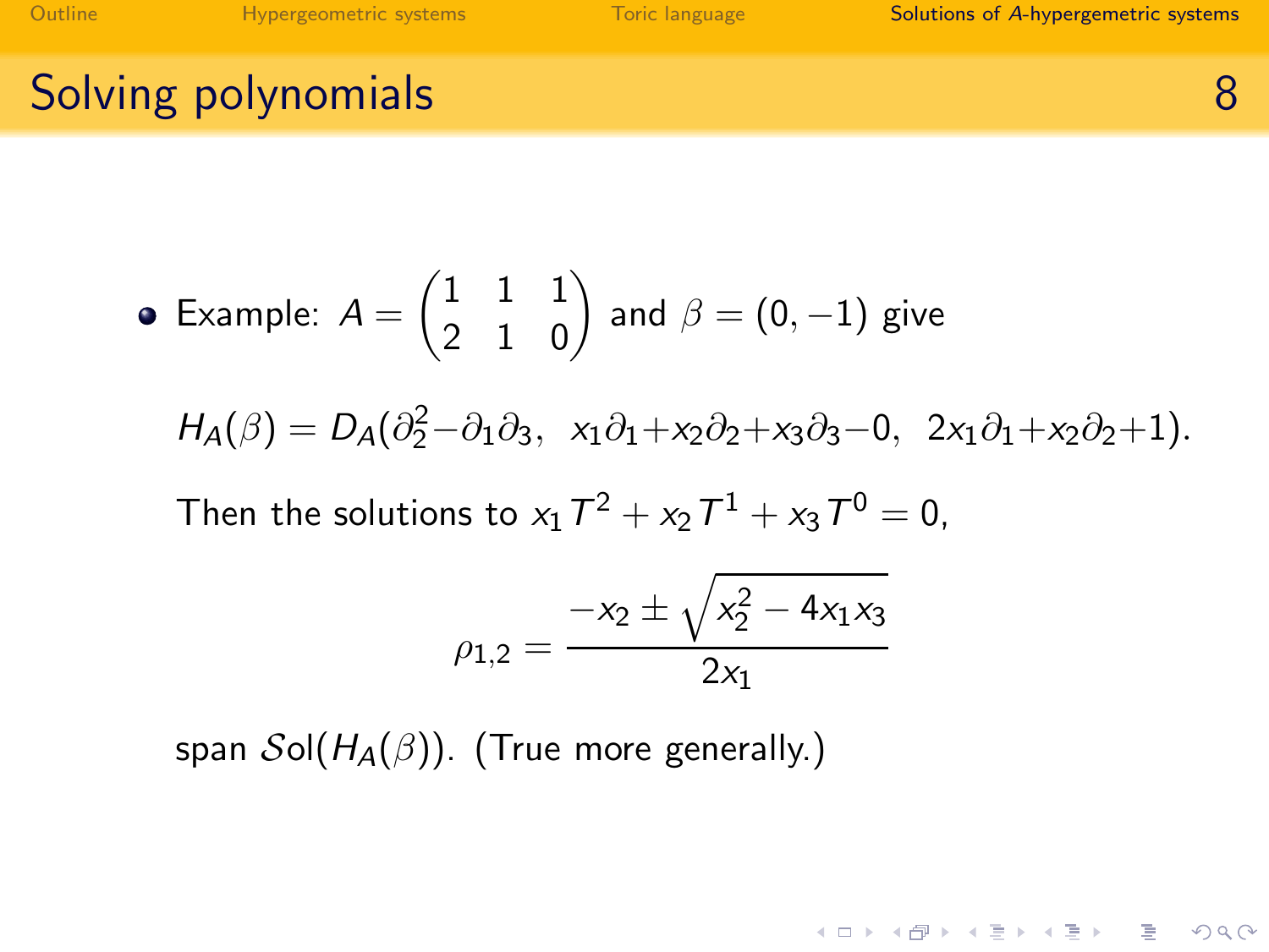## Solving polynomials

- Example: $A = \begin{pmatrix} 1 & 1 & 1 \\ 2 & 1 & 0 \end{pmatrix}$ and $\beta = (0, -1)$ give

  $H_A(\beta) = D_A(\partial_2^2 - \partial_1\partial_3,\ \ x_1\partial_1 + x_2\partial_2 + x_3\partial_3 - 0,\ \ 2x_1\partial_1 + x_2\partial_2 + 1).$

  Then the solutions to $x_1 T^2 + x_2 T^1 + x_3 T^0 = 0$,

  $$\rho_{1,2} = \frac{-x_2 \pm \sqrt{x_2^2 - 4x_1x_3}}{2x_1}$$

  span $\mathcal{S}\mathrm{ol}(H_A(\beta))$. (True more generally.)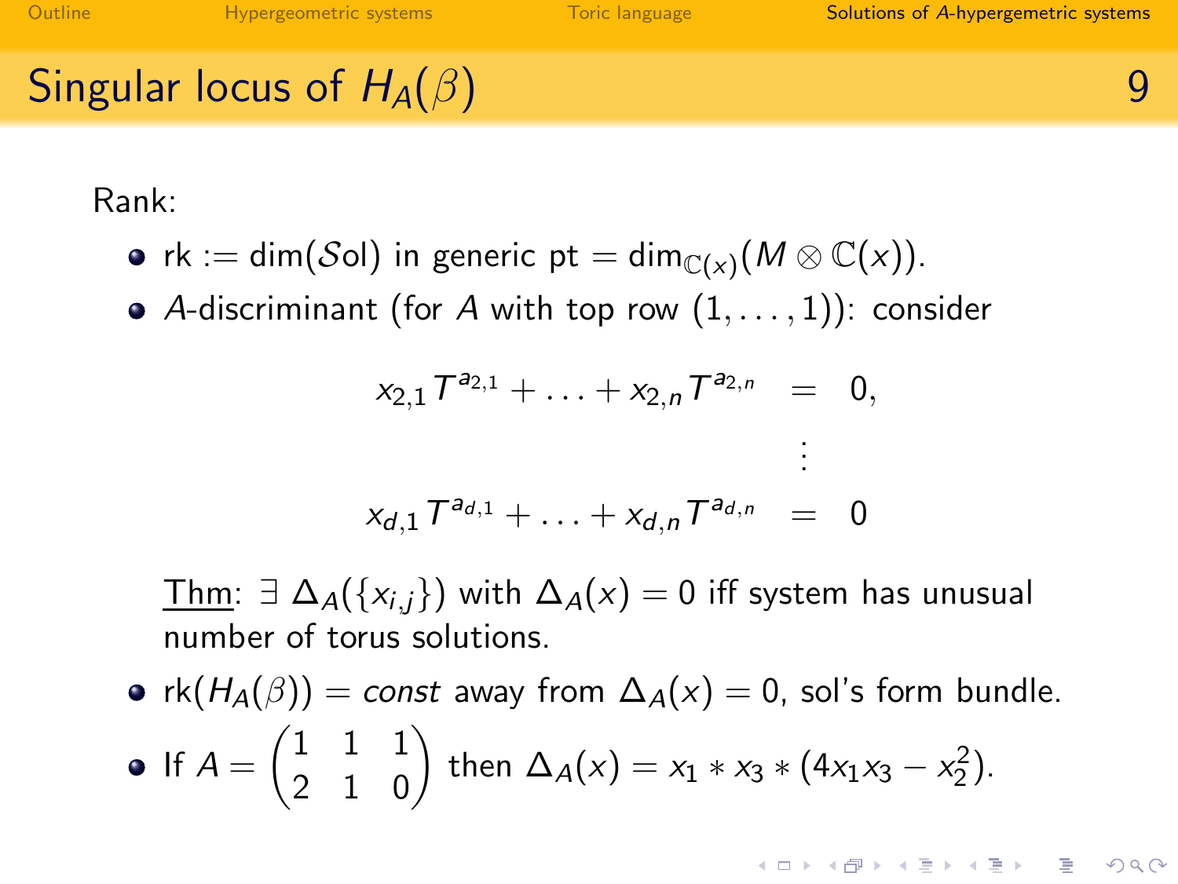## Singular locus of $H_A(\beta)$

Rank:

- rk := $\dim(\mathcal{S}\mathrm{ol})$ in generic pt $= \dim_{\mathbb{C}(x)}(M \otimes \mathbb{C}(x))$.
- $A$-discriminant (for $A$ with top row $(1, \ldots, 1)$): consider

$$
\begin{aligned}
x_{2,1} T^{a_{2,1}} + \ldots + x_{2,n} T^{a_{2,n}} &= 0, \\
&\vdots \\
x_{d,1} T^{a_{d,1}} + \ldots + x_{d,n} T^{a_{d,n}} &= 0
\end{aligned}
$$

  Thm: $\exists\ \Delta_A(\{x_{i,j}\})$ with $\Delta_A(x) = 0$ iff system has unusual number of torus solutions.

- $\mathrm{rk}(H_A(\beta)) = \mathit{const}$ away from $\Delta_A(x) = 0$, sol's form bundle.
- If $A = \begin{pmatrix} 1 & 1 & 1 \\ 2 & 1 & 0 \end{pmatrix}$ then $\Delta_A(x) = x_1 * x_3 * (4x_1x_3 - x_2^2)$.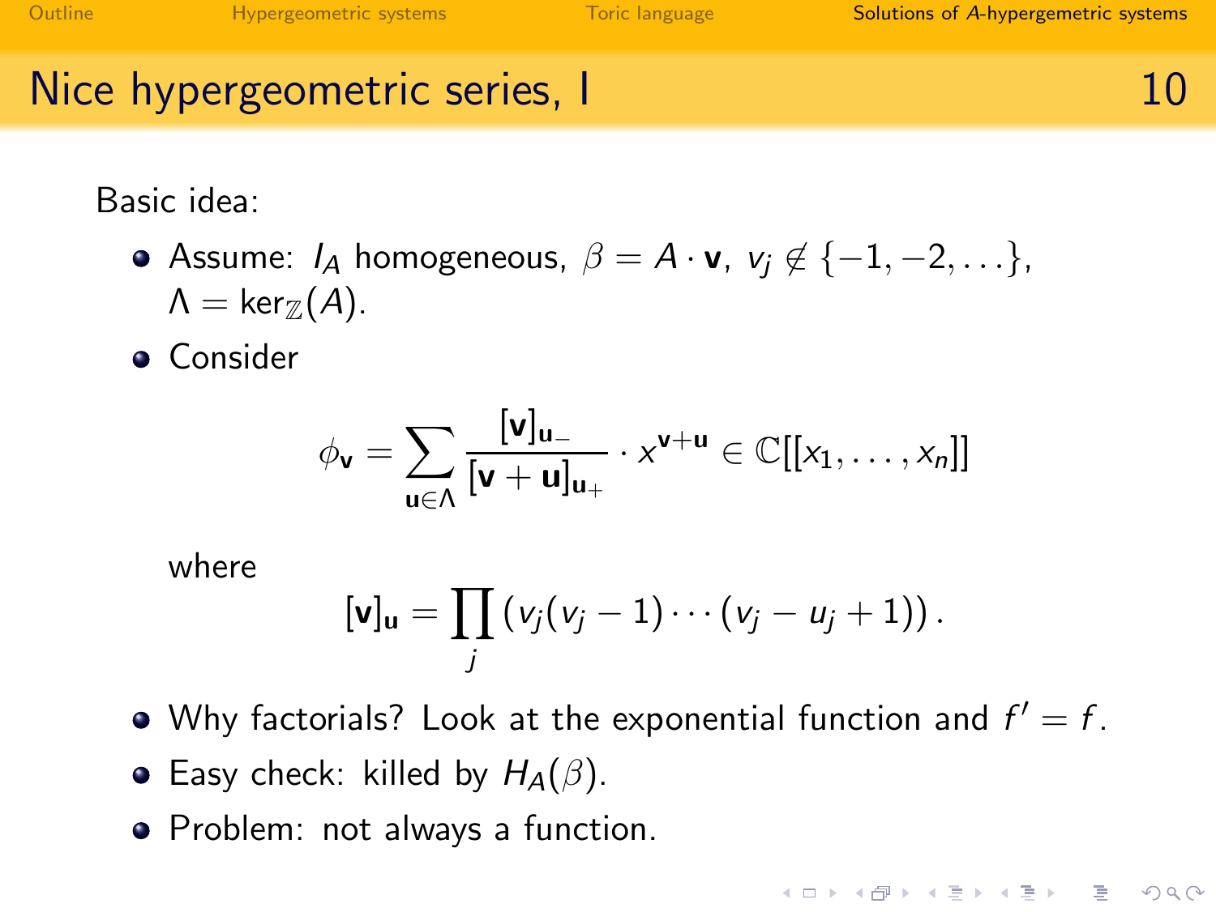## Nice hypergeometric series, I

Basic idea:

- Assume: $I_A$ homogeneous, $\beta = A \cdot \mathbf{v}$, $v_j \notin \{-1, -2, \ldots\}$, $\Lambda = \ker_{\mathbb{Z}}(A)$.
- Consider

$$\phi_{\mathbf{v}} = \sum_{\mathbf{u} \in \Lambda} \frac{[\mathbf{v}]_{\mathbf{u}_-}}{[\mathbf{v}+\mathbf{u}]_{\mathbf{u}_+}} \cdot x^{\mathbf{v}+\mathbf{u}} \in \mathbb{C}[[x_1, \ldots, x_n]]$$

  where

$$[\mathbf{v}]_{\mathbf{u}} = \prod_j \left( v_j (v_j - 1) \cdots (v_j - u_j + 1) \right).$$

- Why factorials? Look at the exponential function and $f' = f$.
- Easy check: killed by $H_A(\beta)$.
- Problem: not always a function.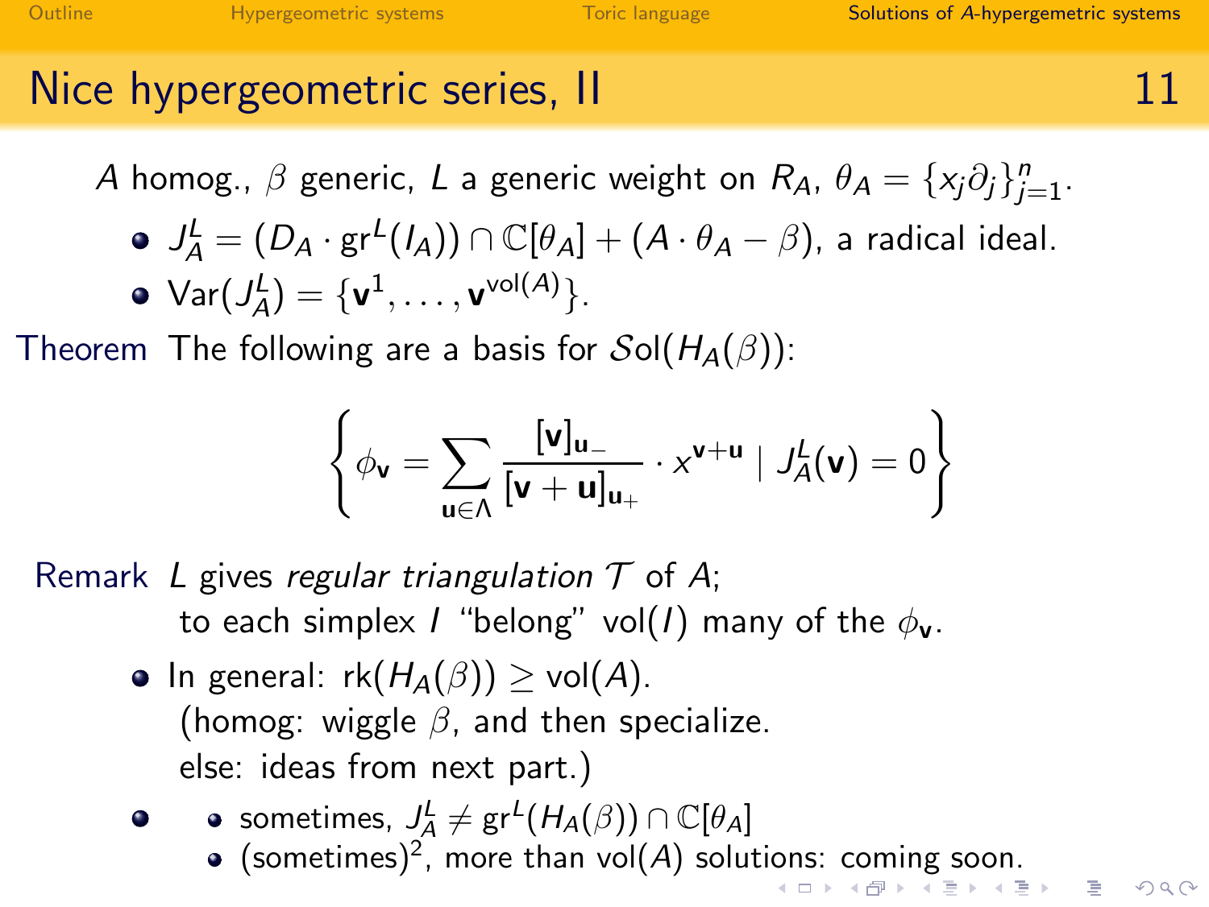## Nice hypergeometric series, II

$A$ homog., $\beta$ generic, $L$ a generic weight on $R_A$, $\theta_A = \{x_j\partial_j\}_{j=1}^n$.

- $J_A^L = (D_A \cdot \mathrm{gr}^L(I_A)) \cap \mathbb{C}[\theta_A] + (A\cdot\theta_A - \beta)$, a radical ideal.
- $\mathrm{Var}(J_A^L) = \{\mathbf{v}^1, \ldots, \mathbf{v}^{\mathrm{vol}(A)}\}$.

**Theorem** The following are a basis for $\mathcal{S}\mathrm{ol}(H_A(\beta))$:

$$\left\{ \phi_{\mathbf{v}} = \sum_{\mathbf{u}\in\Lambda} \frac{[\mathbf{v}]_{\mathbf{u}_-}}{[\mathbf{v}+\mathbf{u}]_{\mathbf{u}_+}} \cdot x^{\mathbf{v}+\mathbf{u}} \mid J_A^L(\mathbf{v}) = 0 \right\}$$

**Remark** $L$ gives *regular triangulation* $\mathcal{T}$ of $A$;
to each simplex $I$ "belong" $\mathrm{vol}(I)$ many of the $\phi_{\mathbf{v}}$.

- In general: $\mathrm{rk}(H_A(\beta)) \geq \mathrm{vol}(A)$.
  (homog: wiggle $\beta$, and then specialize.
  else: ideas from next part.)
-
  - sometimes, $J_A^L \neq \mathrm{gr}^L(H_A(\beta)) \cap \mathbb{C}[\theta_A]$
  - (sometimes)$^2$, more than $\mathrm{vol}(A)$ solutions: coming soon.